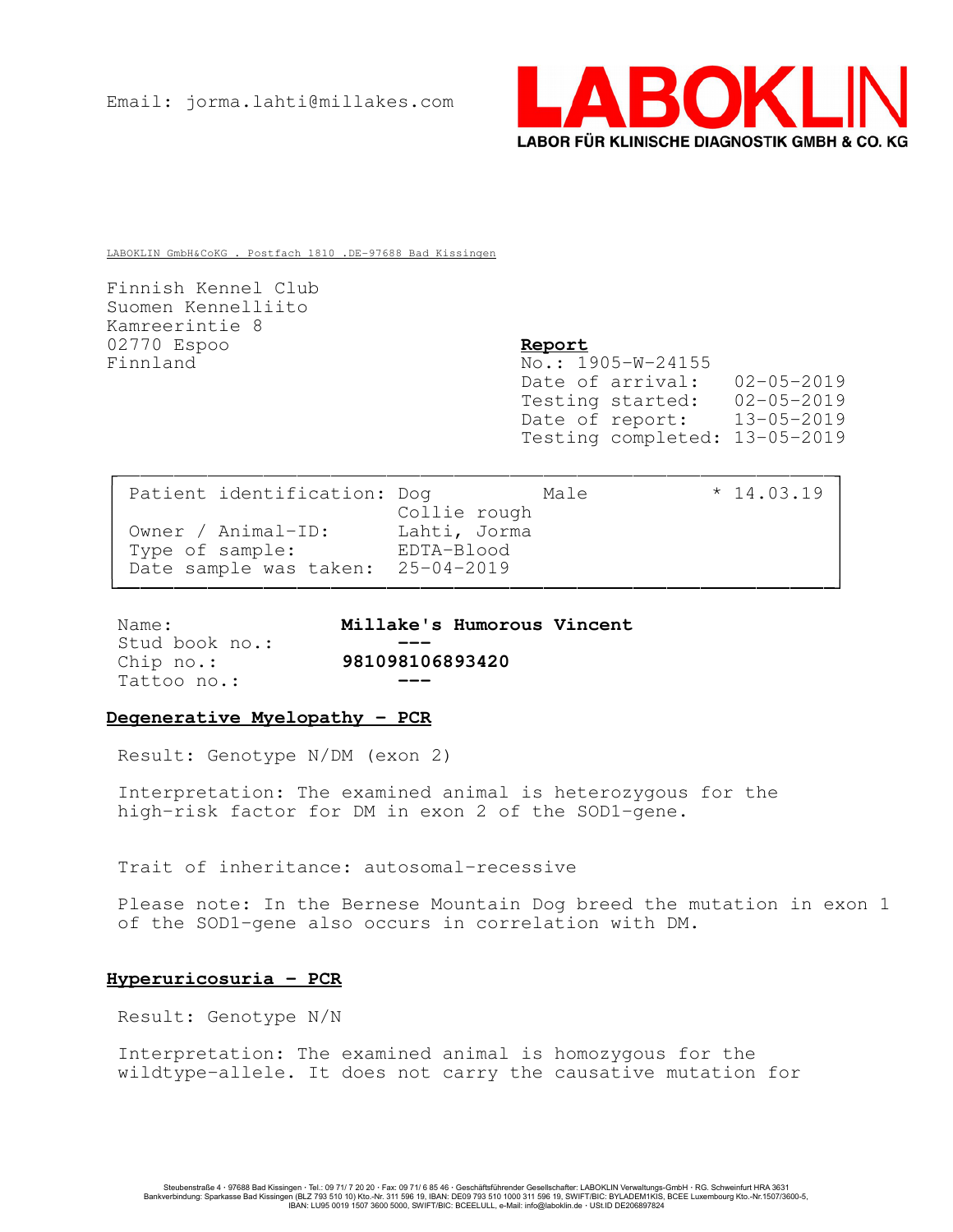Email: jorma.lahti@millakes.com

**LABOKLIN**
LABOR FÜR KLINISCHE DIAGNOSTIK GMBH & CO. KG

LABOKLIN GmbH&CoKG . Postfach 1810 .DE-97688 Bad Kissingen

Finnish Kennel Club
Suomen Kennelliito
Kamreerintie 8
02770 Espoo
Finnland

**Report**
No.: 1905-W-24155
Date of arrival: 02-05-2019
Testing started: 02-05-2019
Date of report: 13-05-2019
Testing completed: 13-05-2019

| | | | |
|---|---|---|---|
| Patient identification: | Dog<br>Collie rough | Male | * 14.03.19 |
| Owner / Animal-ID: | Lahti, Jorma | | |
| Type of sample: | EDTA-Blood | | |
| Date sample was taken: | 25-04-2019 | | |

Name: **Millake's Humorous Vincent**
Stud book no.: ---
Chip no.: **981098106893420**
Tattoo no.: ---

## Degenerative Myelopathy - PCR

Result: Genotype N/DM (exon 2)

Interpretation: The examined animal is heterozygous for the high-risk factor for DM in exon 2 of the SOD1-gene.

Trait of inheritance: autosomal-recessive

Please note: In the Bernese Mountain Dog breed the mutation in exon 1 of the SOD1-gene also occurs in correlation with DM.

## Hyperuricosuria - PCR

Result: Genotype N/N

Interpretation: The examined animal is homozygous for the wildtype-allele. It does not carry the causative mutation for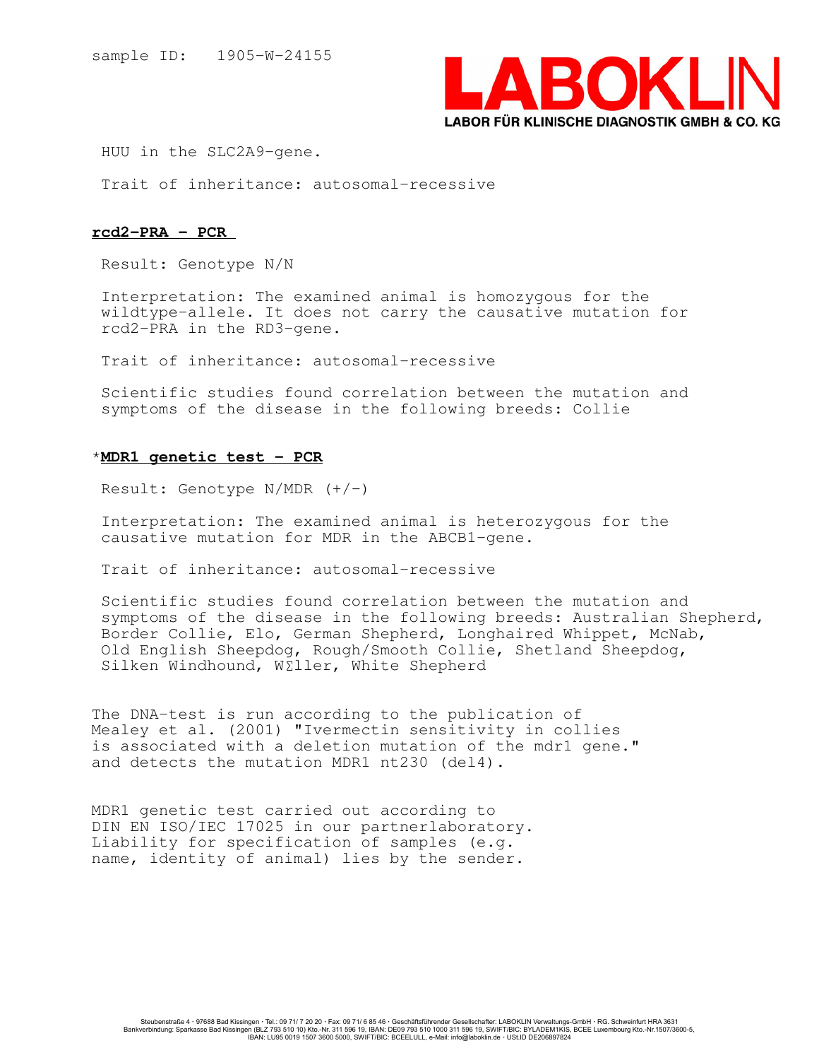sample ID: 1905-W-24155

HUU in the SLC2A9-gene.

Trait of inheritance: autosomal-recessive

## rcd2-PRA - PCR

Result: Genotype N/N

Interpretation: The examined animal is homozygous for the wildtype-allele. It does not carry the causative mutation for rcd2-PRA in the RD3-gene.

Trait of inheritance: autosomal-recessive

Scientific studies found correlation between the mutation and symptoms of the disease in the following breeds: Collie

## *MDR1 genetic test - PCR

Result: Genotype N/MDR (+/-)

Interpretation: The examined animal is heterozygous for the causative mutation for MDR in the ABCB1-gene.

Trait of inheritance: autosomal-recessive

Scientific studies found correlation between the mutation and symptoms of the disease in the following breeds: Australian Shepherd, Border Collie, Elo, German Shepherd, Longhaired Whippet, McNab, Old English Sheepdog, Rough/Smooth Collie, Shetland Sheepdog, Silken Windhound, WΣller, White Shepherd

The DNA-test is run according to the publication of Mealey et al. (2001) "Ivermectin sensitivity in collies is associated with a deletion mutation of the mdr1 gene." and detects the mutation MDR1 nt230 (del4).

MDR1 genetic test carried out according to DIN EN ISO/IEC 17025 in our partnerlaboratory. Liability for specification of samples (e.g. name, identity of animal) lies by the sender.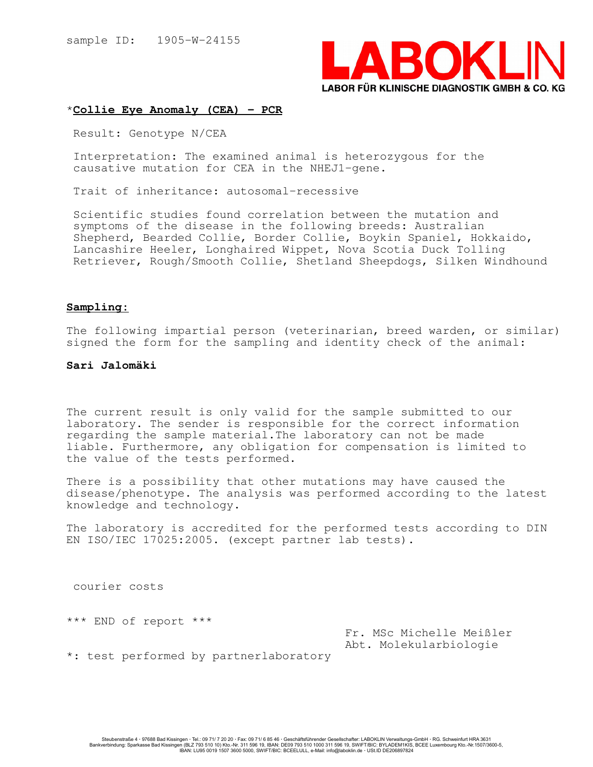sample ID: 1905-W-24155

LABOKLIN
LABOR FÜR KLINISCHE DIAGNOSTIK GMBH & CO. KG

*__Collie Eye Anomaly (CEA) - PCR__

Result: Genotype N/CEA

Interpretation: The examined animal is heterozygous for the causative mutation for CEA in the NHEJ1-gene.

Trait of inheritance: autosomal-recessive

Scientific studies found correlation between the mutation and symptoms of the disease in the following breeds: Australian Shepherd, Bearded Collie, Border Collie, Boykin Spaniel, Hokkaido, Lancashire Heeler, Longhaired Wippet, Nova Scotia Duck Tolling Retriever, Rough/Smooth Collie, Shetland Sheepdogs, Silken Windhound

__Sampling:__

The following impartial person (veterinarian, breed warden, or similar) signed the form for the sampling and identity check of the animal:

**Sari Jalomäki**

The current result is only valid for the sample submitted to our laboratory. The sender is responsible for the correct information regarding the sample material.The laboratory can not be made liable. Furthermore, any obligation for compensation is limited to the value of the tests performed.

There is a possibility that other mutations may have caused the disease/phenotype. The analysis was performed according to the latest knowledge and technology.

The laboratory is accredited for the performed tests according to DIN EN ISO/IEC 17025:2005. (except partner lab tests).

courier costs

*** END of report ***

Fr. MSc Michelle Meißler
Abt. Molekularbiologie

*: test performed by partnerlaboratory